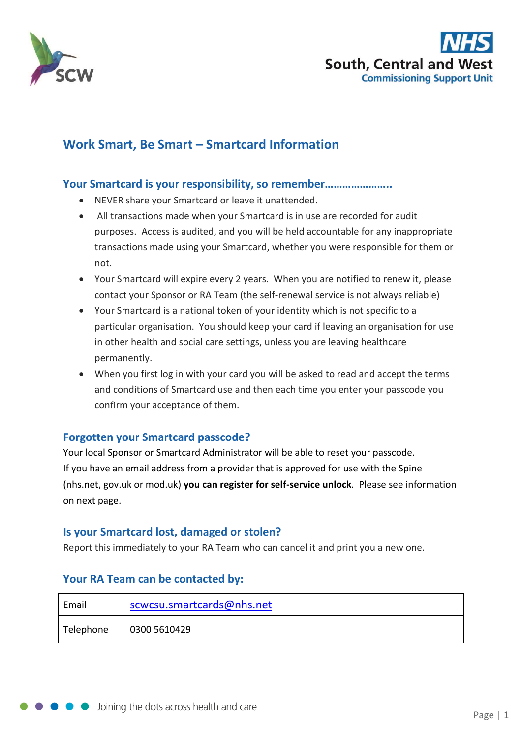# Work Smart, Be Smart – Smartcard Information

## Your Smartcard is your responsibility, so remember…………………..

- NEVER share your Smartcard or leave it unattended.
- All transactions made when your Smartcard is in use are recorded for audit purposes. Access is audited, and you will be held accountable for any inappropriate transactions made using your Smartcard, whether you were responsible for them or not.
- Your Smartcard will expire every 2 years. When you are notified to renew it, please contact your Sponsor or RA Team (the self-renewal service is not always reliable)
- Your Smartcard is a national token of your identity which is not specific to a particular organisation. You should keep your card if leaving an organisation for use in other health and social care settings, unless you are leaving healthcare permanently.
- When you first log in with your card you will be asked to read and accept the terms and conditions of Smartcard use and then each time you enter your passcode you confirm your acceptance of them.

## Forgotten your Smartcard passcode?

Your local Sponsor or Smartcard Administrator will be able to reset your passcode.
If you have an email address from a provider that is approved for use with the Spine (nhs.net, gov.uk or mod.uk) **you can register for self-service unlock**. Please see information on next page.

## Is your Smartcard lost, damaged or stolen?

Report this immediately to your RA Team who can cancel it and print you a new one.

## Your RA Team can be contacted by:

| Email | scwcsu.smartcards@nhs.net |
|---|---|
| Telephone | 0300 5610429 |

Joining the dots across health and care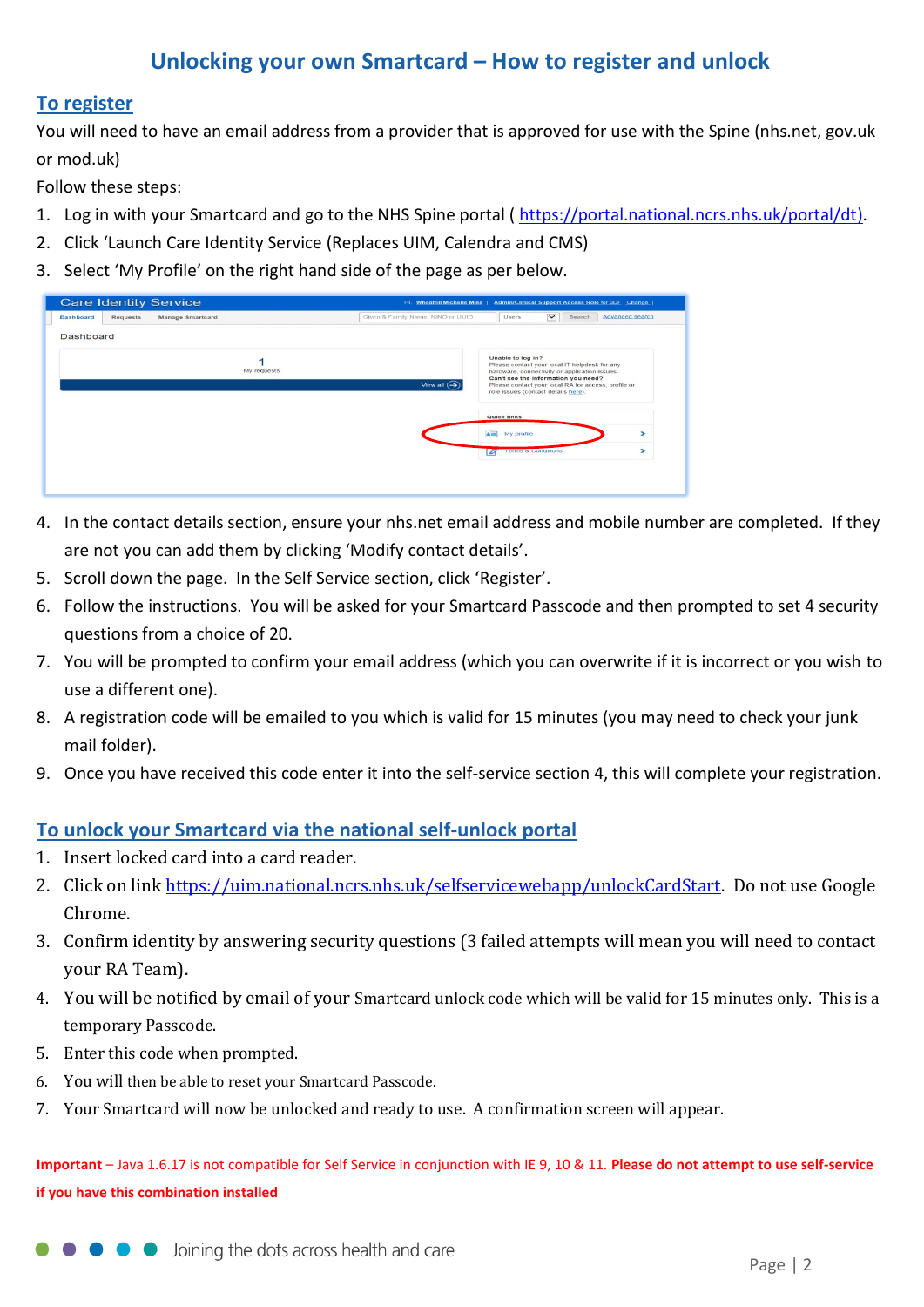# Unlocking your own Smartcard – How to register and unlock

## To register

You will need to have an email address from a provider that is approved for use with the Spine (nhs.net, gov.uk or mod.uk)

Follow these steps:

1. Log in with your Smartcard and go to the NHS Spine portal ( https://portal.national.ncrs.nhs.uk/portal/dt).
2. Click 'Launch Care Identity Service (Replaces UIM, Calendra and CMS)
3. Select 'My Profile' on the right hand side of the page as per below.
4. In the contact details section, ensure your nhs.net email address and mobile number are completed. If they are not you can add them by clicking 'Modify contact details'.
5. Scroll down the page. In the Self Service section, click 'Register'.
6. Follow the instructions. You will be asked for your Smartcard Passcode and then prompted to set 4 security questions from a choice of 20.
7. You will be prompted to confirm your email address (which you can overwrite if it is incorrect or you wish to use a different one).
8. A registration code will be emailed to you which is valid for 15 minutes (you may need to check your junk mail folder).
9. Once you have received this code enter it into the self-service section 4, this will complete your registration.

## To unlock your Smartcard via the national self-unlock portal

1. Insert locked card into a card reader.
2. Click on link https://uim.national.ncrs.nhs.uk/selfservicewebapp/unlockCardStart. Do not use Google Chrome.
3. Confirm identity by answering security questions (3 failed attempts will mean you will need to contact your RA Team).
4. You will be notified by email of your Smartcard unlock code which will be valid for 15 minutes only. This is a temporary Passcode.
5. Enter this code when prompted.
6. You will then be able to reset your Smartcard Passcode.
7. Your Smartcard will now be unlocked and ready to use. A confirmation screen will appear.

**Important** – Java 1.6.17 is not compatible for Self Service in conjunction with IE 9, 10 & 11. **Please do not attempt to use self-service if you have this combination installed**

Joining the dots across health and care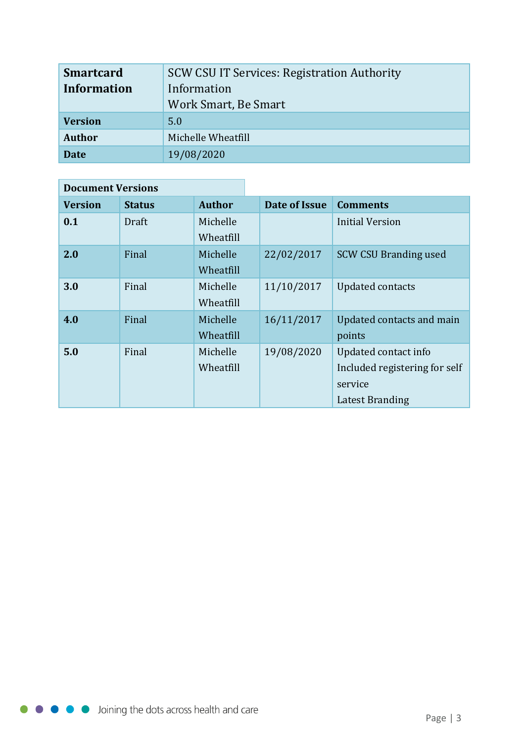| | |
|---|---|
| **Smartcard Information** | SCW CSU IT Services: Registration Authority Information<br>Work Smart, Be Smart |
| **Version** | 5.0 |
| **Author** | Michelle Wheatfill |
| **Date** | 19/08/2020 |

**Document Versions**

| Version | Status | Author | Date of Issue | Comments |
|---|---|---|---|---|
| **0.1** | Draft | Michelle Wheatfill | | Initial Version |
| **2.0** | Final | Michelle Wheatfill | 22/02/2017 | SCW CSU Branding used |
| **3.0** | Final | Michelle Wheatfill | 11/10/2017 | Updated contacts |
| **4.0** | Final | Michelle Wheatfill | 16/11/2017 | Updated contacts and main points |
| **5.0** | Final | Michelle Wheatfill | 19/08/2020 | Updated contact info<br>Included registering for self service<br>Latest Branding |